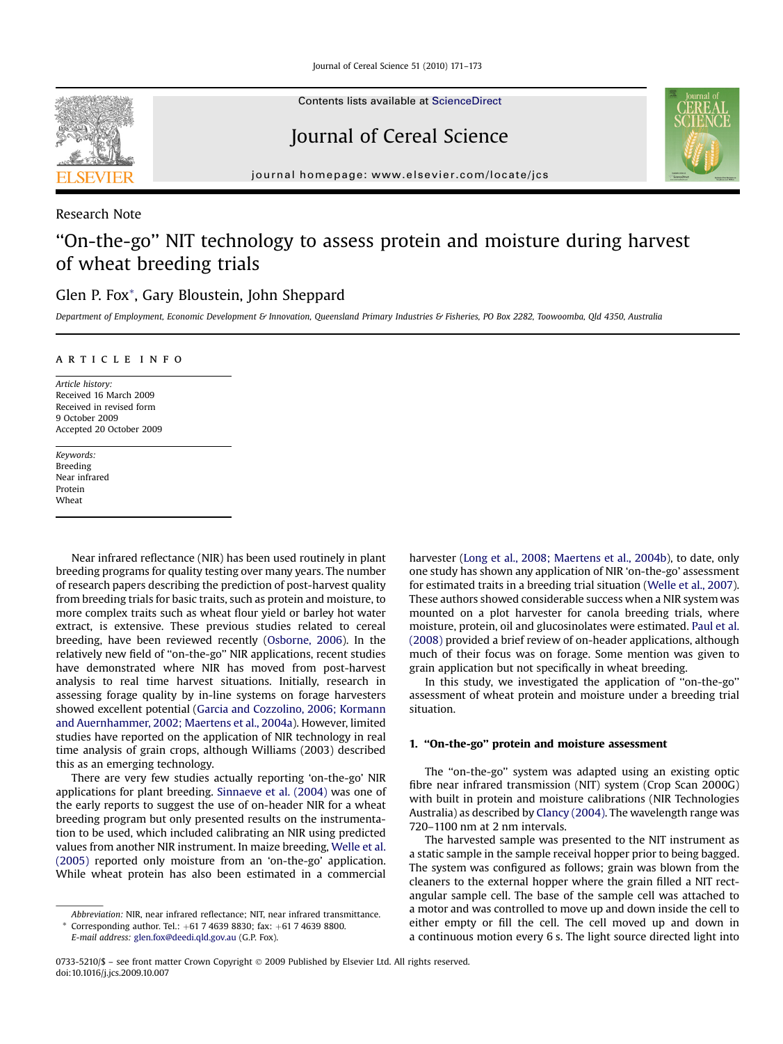Research Note

# "On-the-go" NIT technology to assess protein and moisture during harvest of wheat breeding trials

Glen P. Fox*, Gary Bloustein, John Sheppard

*Department of Employment, Economic Development & Innovation, Queensland Primary Industries & Fisheries, PO Box 2282, Toowoomba, Qld 4350, Australia*

ARTICLE INFO

*Article history:*
Received 16 March 2009
Received in revised form
9 October 2009
Accepted 20 October 2009

*Keywords:*
Breeding
Near infrared
Protein
Wheat

Near infrared reflectance (NIR) has been used routinely in plant breeding programs for quality testing over many years. The number of research papers describing the prediction of post-harvest quality from breeding trials for basic traits, such as protein and moisture, to more complex traits such as wheat flour yield or barley hot water extract, is extensive. These previous studies related to cereal breeding, have been reviewed recently (Osborne, 2006). In the relatively new field of "on-the-go" NIR applications, recent studies have demonstrated where NIR has moved from post-harvest analysis to real time harvest situations. Initially, research in assessing forage quality by in-line systems on forage harvesters showed excellent potential (Garcia and Cozzolino, 2006; Kormann and Auernhammer, 2002; Maertens et al., 2004a). However, limited studies have reported on the application of NIR technology in real time analysis of grain crops, although Williams (2003) described this as an emerging technology.

There are very few studies actually reporting 'on-the-go' NIR applications for plant breeding. Sinnaeve et al. (2004) was one of the early reports to suggest the use of on-header NIR for a wheat breeding program but only presented results on the instrumentation to be used, which included calibrating an NIR using predicted values from another NIR instrument. In maize breeding, Welle et al. (2005) reported only moisture from an 'on-the-go' application. While wheat protein has also been estimated in a commercial harvester (Long et al., 2008; Maertens et al., 2004b), to date, only one study has shown any application of NIR 'on-the-go' assessment for estimated traits in a breeding trial situation (Welle et al., 2007). These authors showed considerable success when a NIR system was mounted on a plot harvester for canola breeding trials, where moisture, protein, oil and glucosinolates were estimated. Paul et al. (2008) provided a brief review of on-header applications, although much of their focus was on forage. Some mention was given to grain application but not specifically in wheat breeding.

In this study, we investigated the application of "on-the-go" assessment of wheat protein and moisture under a breeding trial situation.

## 1. "On-the-go" protein and moisture assessment

The "on-the-go" system was adapted using an existing optic fibre near infrared transmission (NIT) system (Crop Scan 2000G) with built in protein and moisture calibrations (NIR Technologies Australia) as described by Clancy (2004). The wavelength range was 720–1100 nm at 2 nm intervals.

The harvested sample was presented to the NIT instrument as a static sample in the sample receival hopper prior to being bagged. The system was configured as follows; grain was blown from the cleaners to the external hopper where the grain filled a NIT rectangular sample cell. The base of the sample cell was attached to a motor and was controlled to move up and down inside the cell to either empty or fill the cell. The cell moved up and down in a continuous motion every 6 s. The light source directed light into

*Abbreviation:* NIR, near infrared reflectance; NIT, near infrared transmittance.

* Corresponding author. Tel.: +61 7 4639 8830; fax: +61 7 4639 8800.
*E-mail address:* glen.fox@deedi.qld.gov.au (G.P. Fox).

0733-5210/$ – see front matter Crown Copyright © 2009 Published by Elsevier Ltd. All rights reserved.
doi:10.1016/j.jcs.2009.10.007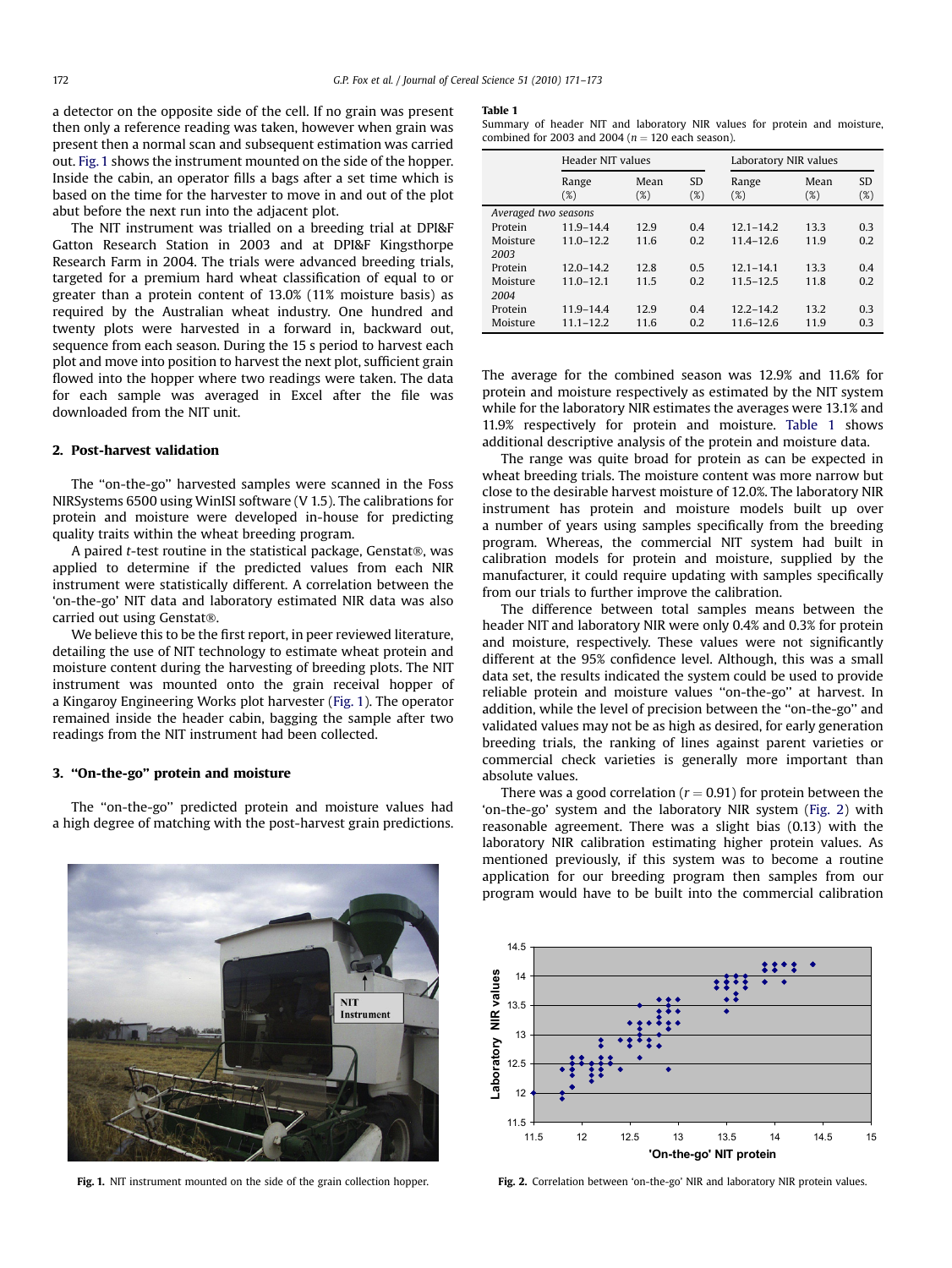a detector on the opposite side of the cell. If no grain was present then only a reference reading was taken, however when grain was present then a normal scan and subsequent estimation was carried out. Fig. 1 shows the instrument mounted on the side of the hopper. Inside the cabin, an operator fills a bags after a set time which is based on the time for the harvester to move in and out of the plot abut before the next run into the adjacent plot.

The NIT instrument was trialled on a breeding trial at DPI&F Gatton Research Station in 2003 and at DPI&F Kingsthorpe Research Farm in 2004. The trials were advanced breeding trials, targeted for a premium hard wheat classification of equal to or greater than a protein content of 13.0% (11% moisture basis) as required by the Australian wheat industry. One hundred and twenty plots were harvested in a forward in, backward out, sequence from each season. During the 15 s period to harvest each plot and move into position to harvest the next plot, sufficient grain flowed into the hopper where two readings were taken. The data for each sample was averaged in Excel after the file was downloaded from the NIT unit.

## 2. Post-harvest validation

The "on-the-go" harvested samples were scanned in the Foss NIRSystems 6500 using WinISI software (V 1.5). The calibrations for protein and moisture were developed in-house for predicting quality traits within the wheat breeding program.

A paired *t*-test routine in the statistical package, Genstat®, was applied to determine if the predicted values from each NIR instrument were statistically different. A correlation between the 'on-the-go' NIT data and laboratory estimated NIR data was also carried out using Genstat®.

We believe this to be the first report, in peer reviewed literature, detailing the use of NIT technology to estimate wheat protein and moisture content during the harvesting of breeding plots. The NIT instrument was mounted onto the grain receival hopper of a Kingaroy Engineering Works plot harvester (Fig. 1). The operator remained inside the header cabin, bagging the sample after two readings from the NIT instrument had been collected.

## 3. "On-the-go" protein and moisture

The "on-the-go" predicted protein and moisture values had a high degree of matching with the post-harvest grain predictions. The average for the combined season was 12.9% and 11.6% for protein and moisture respectively as estimated by the NIT system while for the laboratory NIR estimates the averages were 13.1% and 11.9% respectively for protein and moisture. Table 1 shows additional descriptive analysis of the protein and moisture data.

**Table 1**
Summary of header NIT and laboratory NIR values for protein and moisture, combined for 2003 and 2004 ($n = 120$ each season).

| | Header NIT values | | | Laboratory NIR values | | |
|---|---|---|---|---|---|---|
| | Range (%) | Mean (%) | SD (%) | Range (%) | Mean (%) | SD (%) |
| *Averaged two seasons* | | | | | | |
| Protein | 11.9–14.4 | 12.9 | 0.4 | 12.1–14.2 | 13.3 | 0.3 |
| Moisture | 11.0–12.2 | 11.6 | 0.2 | 11.4–12.6 | 11.9 | 0.2 |
| *2003* | | | | | | |
| Protein | 12.0–14.2 | 12.8 | 0.5 | 12.1–14.1 | 13.3 | 0.4 |
| Moisture | 11.0–12.1 | 11.5 | 0.2 | 11.5–12.5 | 11.8 | 0.2 |
| *2004* | | | | | | |
| Protein | 11.9–14.4 | 12.9 | 0.4 | 12.2–14.2 | 13.2 | 0.3 |
| Moisture | 11.1–12.2 | 11.6 | 0.2 | 11.6–12.6 | 11.9 | 0.3 |

The range was quite broad for protein as can be expected in wheat breeding trials. The moisture content was more narrow but close to the desirable harvest moisture of 12.0%. The laboratory NIR instrument has protein and moisture models built up over a number of years using samples specifically from the breeding program. Whereas, the commercial NIT system had built in calibration models for protein and moisture, supplied by the manufacturer, it could require updating with samples specifically from our trials to further improve the calibration.

The difference between total samples means between the header NIT and laboratory NIR were only 0.4% and 0.3% for protein and moisture, respectively. These values were not significantly different at the 95% confidence level. Although, this was a small data set, the results indicated the system could be used to provide reliable protein and moisture values "on-the-go" at harvest. In addition, while the level of precision between the "on-the-go" and validated values may not be as high as desired, for early generation breeding trials, the ranking of lines against parent varieties or commercial check varieties is generally more important than absolute values.

There was a good correlation ($r = 0.91$) for protein between the 'on-the-go' system and the laboratory NIR system (Fig. 2) with reasonable agreement. There was a slight bias (0.13) with the laboratory NIR calibration estimating higher protein values. As mentioned previously, if this system was to become a routine application for our breeding program then samples from our program would have to be built into the commercial calibration

**Fig. 1.** NIT instrument mounted on the side of the grain collection hopper.

**Fig. 2.** Correlation between 'on-the-go' NIR and laboratory NIR protein values.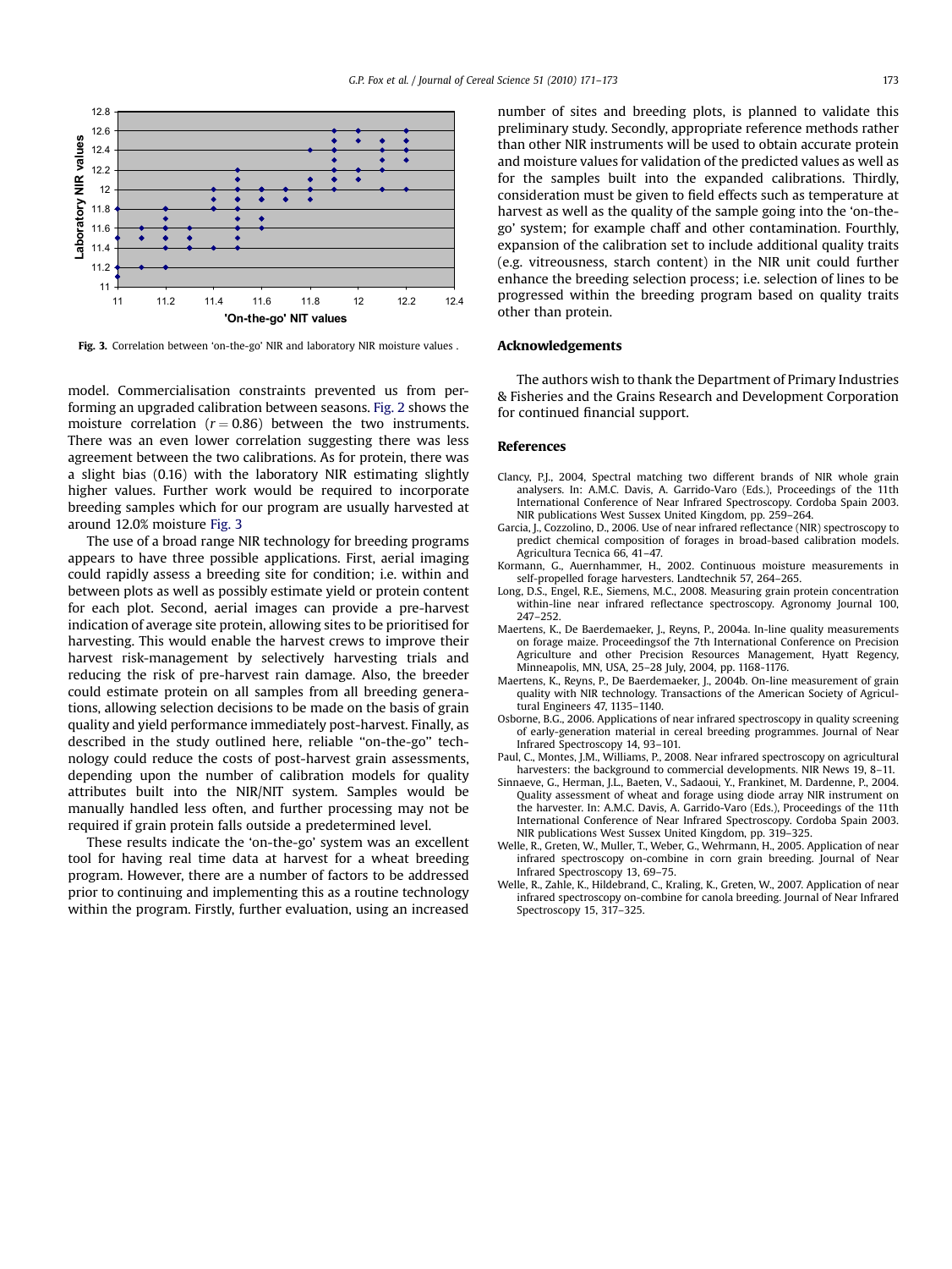12.8
12.6
12.4
12.2
12
11.8
11.6
11.4
11.2
11

Laboratory NIR values

11 11.2 11.4 11.6 11.8 12 12.2 12.4

'On-the-go' NIT values

**Fig. 3.** Correlation between 'on-the-go' NIR and laboratory NIR moisture values .

model. Commercialisation constraints prevented us from performing an upgraded calibration between seasons. Fig. 2 shows the moisture correlation ($r = 0.86$) between the two instruments. There was an even lower correlation suggesting there was less agreement between the two calibrations. As for protein, there was a slight bias (0.16) with the laboratory NIR estimating slightly higher values. Further work would be required to incorporate breeding samples which for our program are usually harvested at around 12.0% moisture Fig. 3

The use of a broad range NIR technology for breeding programs appears to have three possible applications. First, aerial imaging could rapidly assess a breeding site for condition; i.e. within and between plots as well as possibly estimate yield or protein content for each plot. Second, aerial images can provide a pre-harvest indication of average site protein, allowing sites to be prioritised for harvesting. This would enable the harvest crews to improve their harvest risk-management by selectively harvesting trials and reducing the risk of pre-harvest rain damage. Also, the breeder could estimate protein on all samples from all breeding generations, allowing selection decisions to be made on the basis of grain quality and yield performance immediately post-harvest. Finally, as described in the study outlined here, reliable "on-the-go" technology could reduce the costs of post-harvest grain assessments, depending upon the number of calibration models for quality attributes built into the NIR/NIT system. Samples would be manually handled less often, and further processing may not be required if grain protein falls outside a predetermined level.

These results indicate the 'on-the-go' system was an excellent tool for having real time data at harvest for a wheat breeding program. However, there are a number of factors to be addressed prior to continuing and implementing this as a routine technology within the program. Firstly, further evaluation, using an increased number of sites and breeding plots, is planned to validate this preliminary study. Secondly, appropriate reference methods rather than other NIR instruments will be used to obtain accurate protein and moisture values for validation of the predicted values as well as for the samples built into the expanded calibrations. Thirdly, consideration must be given to field effects such as temperature at harvest as well as the quality of the sample going into the 'on-the-go' system; for example chaff and other contamination. Fourthly, expansion of the calibration set to include additional quality traits (e.g. vitreousness, starch content) in the NIR unit could further enhance the breeding selection process; i.e. selection of lines to be progressed within the breeding program based on quality traits other than protein.

## Acknowledgements

The authors wish to thank the Department of Primary Industries & Fisheries and the Grains Research and Development Corporation for continued financial support.

## References

Clancy, P.J., 2004, Spectral matching two different brands of NIR whole grain analysers. In: A.M.C. Davis, A. Garrido-Varo (Eds.), Proceedings of the 11th International Conference of Near Infrared Spectroscopy. Cordoba Spain 2003. NIR publications West Sussex United Kingdom, pp. 259–264.

Garcia, J., Cozzolino, D., 2006. Use of near infrared reflectance (NIR) spectroscopy to predict chemical composition of forages in broad-based calibration models. Agricultura Tecnica 66, 41–47.

Kormann, G., Auernhammer, H., 2002. Continuous moisture measurements in self-propelled forage harvesters. Landtechnik 57, 264–265.

Long, D.S., Engel, R.E., Siemens, M.C., 2008. Measuring grain protein concentration within-line near infrared reflectance spectroscopy. Agronomy Journal 100, 247–252.

Maertens, K., De Baerdemaeker, J., Reyns, P., 2004a. In-line quality measurements on forage maize. Proceedingsof the 7th International Conference on Precision Agriculture and other Precision Resources Management, Hyatt Regency, Minneapolis, MN, USA, 25–28 July, 2004, pp. 1168-1176.

Maertens, K., Reyns, P., De Baerdemaeker, J., 2004b. On-line measurement of grain quality with NIR technology. Transactions of the American Society of Agricultural Engineers 47, 1135–1140.

Osborne, B.G., 2006. Applications of near infrared spectroscopy in quality screening of early-generation material in cereal breeding programmes. Journal of Near Infrared Spectroscopy 14, 93–101.

Paul, C., Montes, J.M., Williams, P., 2008. Near infrared spectroscopy on agricultural harvesters: the background to commercial developments. NIR News 19, 8–11.

Sinnaeve, G., Herman, J.L., Baeten, V., Sadaoui, Y., Frankinet, M. Dardenne, P., 2004. Quality assessment of wheat and forage using diode array NIR instrument on the harvester. In: A.M.C. Davis, A. Garrido-Varo (Eds.), Proceedings of the 11th International Conference of Near Infrared Spectroscopy. Cordoba Spain 2003. NIR publications West Sussex United Kingdom, pp. 319–325.

Welle, R., Greten, W., Muller, T., Weber, G., Wehrmann, H., 2005. Application of near infrared spectroscopy on-combine in corn grain breeding. Journal of Near Infrared Spectroscopy 13, 69–75.

Welle, R., Zahle, K., Hildebrand, C., Kraling, K., Greten, W., 2007. Application of near infrared spectroscopy on-combine for canola breeding. Journal of Near Infrared Spectroscopy 15, 317–325.